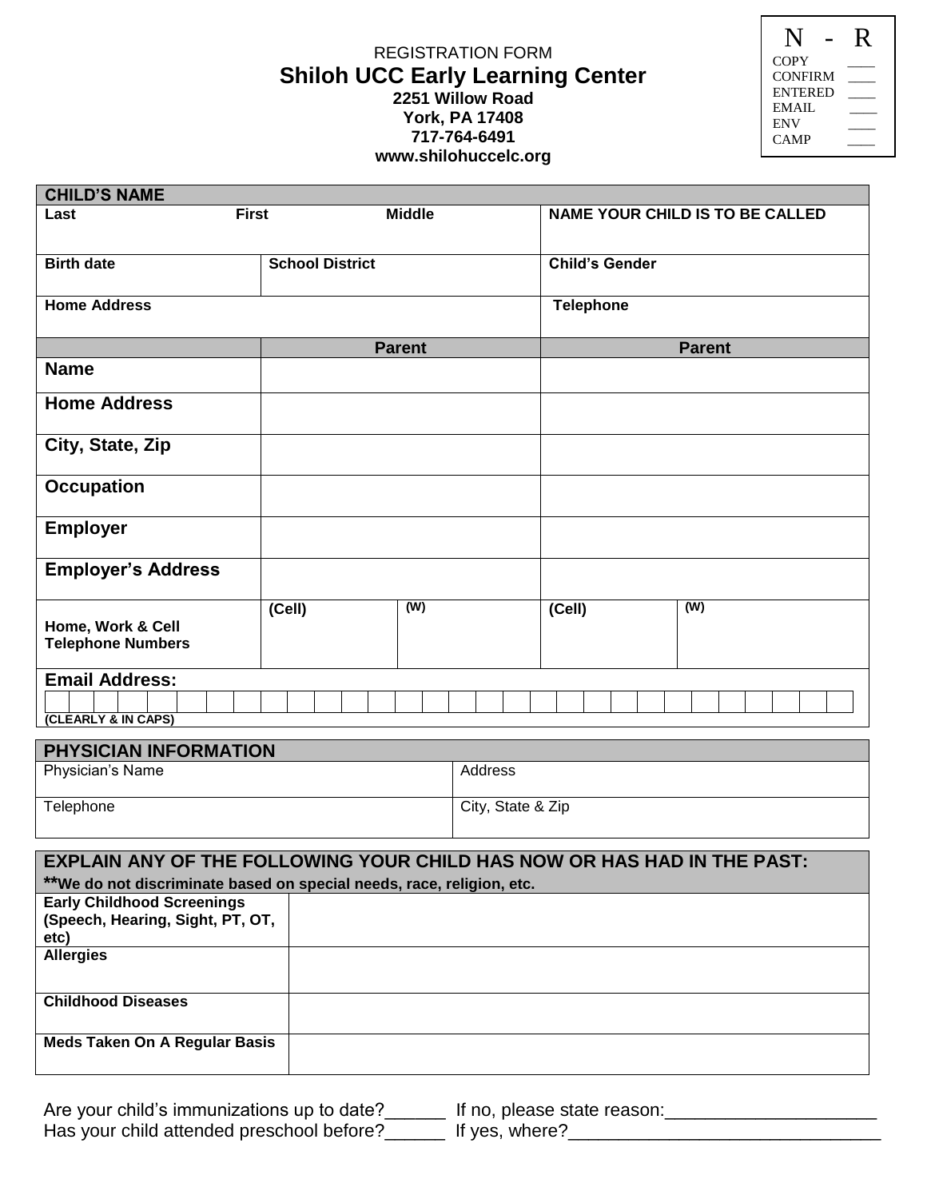REGISTRATION FORM

# Shiloh UCC Early Learning Center

**2251 Willow Road**
**York, PA 17408**
**717-764-6491**
**www.shilohuccelc.org**

| N - R | |
|---|---|
| COPY | ____ |
| CONFIRM | ____ |
| ENTERED | ____ |
| EMAIL | ____ |
| ENV | ____ |
| CAMP | ____ |

| **CHILD'S NAME** | | | |
|---|---|---|---|
| **Last** **First** **Middle** | | | **NAME YOUR CHILD IS TO BE CALLED** |
| **Birth date** | **School District** | | **Child's Gender** |
| **Home Address** | | | **Telephone** |

| | **Parent** | | **Parent** | |
|---|---|---|---|---|
| **Name** | | | | |
| **Home Address** | | | | |
| **City, State, Zip** | | | | |
| **Occupation** | | | | |
| **Employer** | | | | |
| **Employer's Address** | | | | |
| **Home, Work & Cell Telephone Numbers** | **(Cell)** | **(W)** | **(Cell)** | **(W)** |
| **Email Address:** | | | | |
| **(CLEARLY & IN CAPS)** | | | | |

| **PHYSICIAN INFORMATION** | |
|---|---|
| Physician's Name | Address |
| Telephone | City, State & Zip |

| **EXPLAIN ANY OF THE FOLLOWING YOUR CHILD HAS NOW OR HAS HAD IN THE PAST:** **\*\*We do not discriminate based on special needs, race, religion, etc.** | |
|---|---|
| **Early Childhood Screenings (Speech, Hearing, Sight, PT, OT, etc)** | |
| **Allergies** | |
| **Childhood Diseases** | |
| **Meds Taken On A Regular Basis** | |

Are your child's immunizations up to date?______ If no, please state reason:_____________________

Has your child attended preschool before?______ If yes, where?_______________________________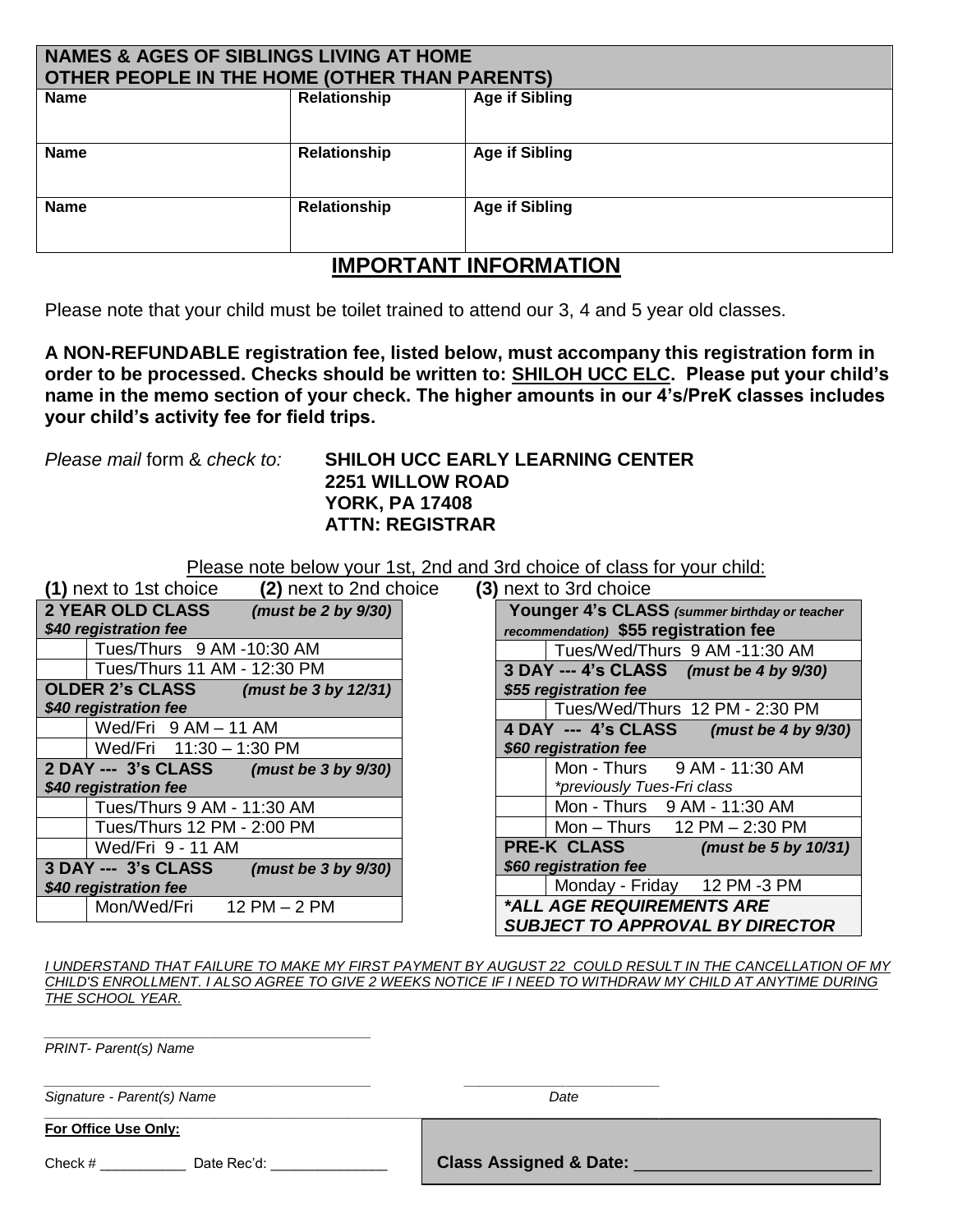| NAMES & AGES OF SIBLINGS LIVING AT HOME<br>OTHER PEOPLE IN THE HOME (OTHER THAN PARENTS) | | |
|---|---|---|
| **Name** | **Relationship** | **Age if Sibling** |
| **Name** | **Relationship** | **Age if Sibling** |
| **Name** | **Relationship** | **Age if Sibling** |

## IMPORTANT INFORMATION

Please note that your child must be toilet trained to attend our 3, 4 and 5 year old classes.

**A NON-REFUNDABLE registration fee, listed below, must accompany this registration form in order to be processed. Checks should be written to: SHILOH UCC ELC. Please put your child's name in the memo section of your check. The higher amounts in our 4's/PreK classes includes your child's activity fee for field trips.**

*Please mail* form & *check to:* **SHILOH UCC EARLY LEARNING CENTER**
**2251 WILLOW ROAD**
**YORK, PA 17408**
**ATTN: REGISTRAR**

Please note below your 1st, 2nd and 3rd choice of class for your child:

**(1)** next to 1st choice **(2)** next to 2nd choice **(3)** next to 3rd choice

| | |
|---|---|
| **2 YEAR OLD CLASS** *(must be 2 by 9/30)*<br>***$40 registration fee*** | |
| | Tues/Thurs 9 AM -10:30 AM |
| | Tues/Thurs 11 AM - 12:30 PM |
| **OLDER 2's CLASS** *(must be 3 by 12/31)*<br>***$40 registration fee*** | |
| | Wed/Fri 9 AM – 11 AM |
| | Wed/Fri 11:30 – 1:30 PM |
| **2 DAY --- 3's CLASS** *(must be 3 by 9/30)*<br>***$40 registration fee*** | |
| | Tues/Thurs 9 AM - 11:30 AM |
| | Tues/Thurs 12 PM - 2:00 PM |
| | Wed/Fri 9 - 11 AM |
| **3 DAY --- 3's CLASS** *(must be 3 by 9/30)*<br>***$40 registration fee*** | |
| | Mon/Wed/Fri 12 PM – 2 PM |

| | |
|---|---|
| **Younger 4's CLASS** *(summer birthday or teacher recommendation)* **$55 registration fee** | |
| | Tues/Wed/Thurs 9 AM -11:30 AM |
| **3 DAY --- 4's CLASS** *(must be 4 by 9/30)*<br>***$55 registration fee*** | |
| | Tues/Wed/Thurs 12 PM - 2:30 PM |
| **4 DAY --- 4's CLASS** *(must be 4 by 9/30)*<br>***$60 registration fee*** | |
| | Mon - Thurs 9 AM - 11:30 AM<br>*\*previously Tues-Fri class* |
| | Mon - Thurs 9 AM - 11:30 AM |
| | Mon – Thurs 12 PM – 2:30 PM |
| **PRE-K CLASS** *(must be 5 by 10/31)*<br>***$60 registration fee*** | |
| | Monday - Friday 12 PM -3 PM |
| ***\*ALL AGE REQUIREMENTS ARE SUBJECT TO APPROVAL BY DIRECTOR*** | |

*I UNDERSTAND THAT FAILURE TO MAKE MY FIRST PAYMENT BY AUGUST 22 COULD RESULT IN THE CANCELLATION OF MY CHILD'S ENROLLMENT. I ALSO AGREE TO GIVE 2 WEEKS NOTICE IF I NEED TO WITHDRAW MY CHILD AT ANYTIME DURING THE SCHOOL YEAR.*

_______________________________________
*PRINT- Parent(s) Name*

_______________________________________ _______________________
*Signature - Parent(s) Name* *Date*

**For Office Use Only:**

Check # ___________ Date Rec'd: _______________

**Class Assigned & Date:** _________________________